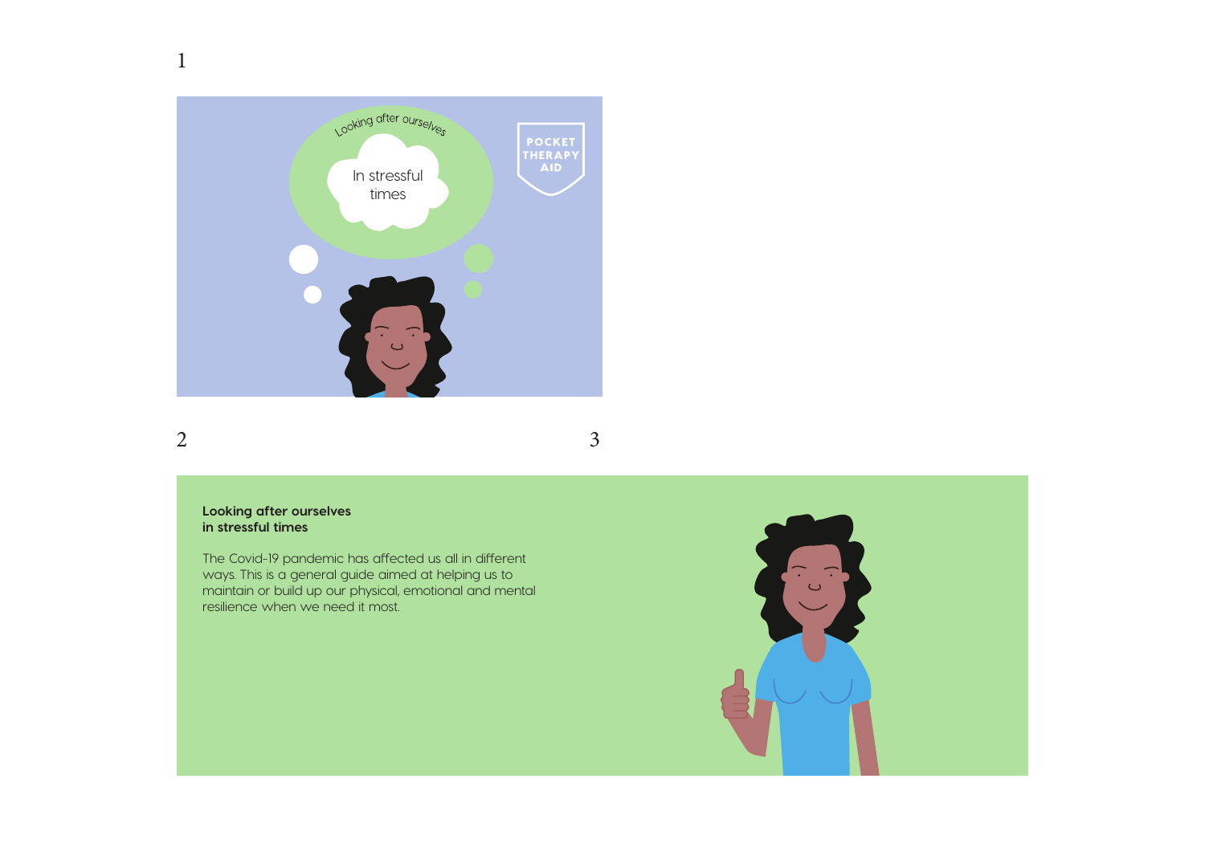Looking after ourselves

In stressful times

POCKET THERAPY AID

**Looking after ourselves in stressful times**

The Covid-19 pandemic has affected us all in different ways. This is a general guide aimed at helping us to maintain or build up our physical, emotional and mental resilience when we need it most.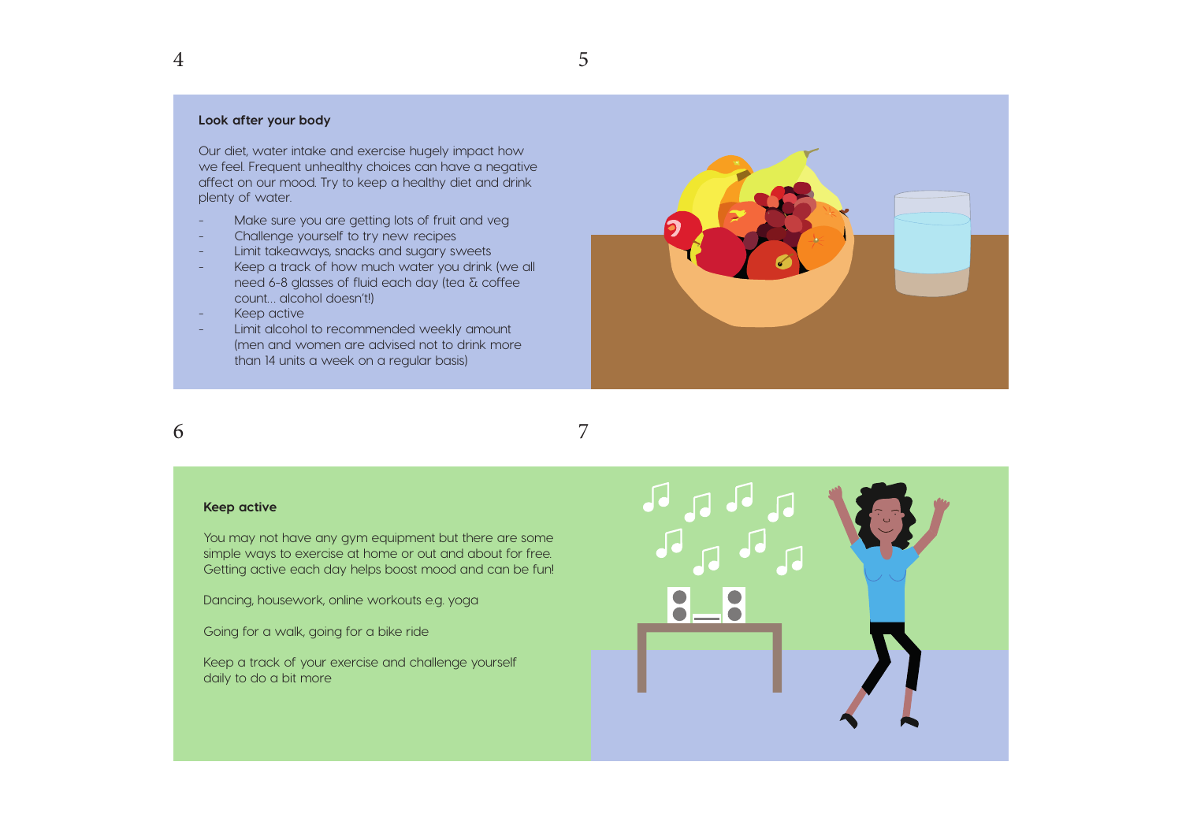## Look after your body

Our diet, water intake and exercise hugely impact how we feel. Frequent unhealthy choices can have a negative affect on our mood. Try to keep a healthy diet and drink plenty of water.

- Make sure you are getting lots of fruit and veg
- Challenge yourself to try new recipes
- Limit takeaways, snacks and sugary sweets
- Keep a track of how much water you drink (we all need 6-8 glasses of fluid each day (tea & coffee count... alcohol doesn't!)
- Keep active
- Limit alcohol to recommended weekly amount (men and women are advised not to drink more than 14 units a week on a regular basis)

## Keep active

You may not have any gym equipment but there are some simple ways to exercise at home or out and about for free. Getting active each day helps boost mood and can be fun!

Dancing, housework, online workouts e.g. yoga

Going for a walk, going for a bike ride

Keep a track of your exercise and challenge yourself daily to do a bit more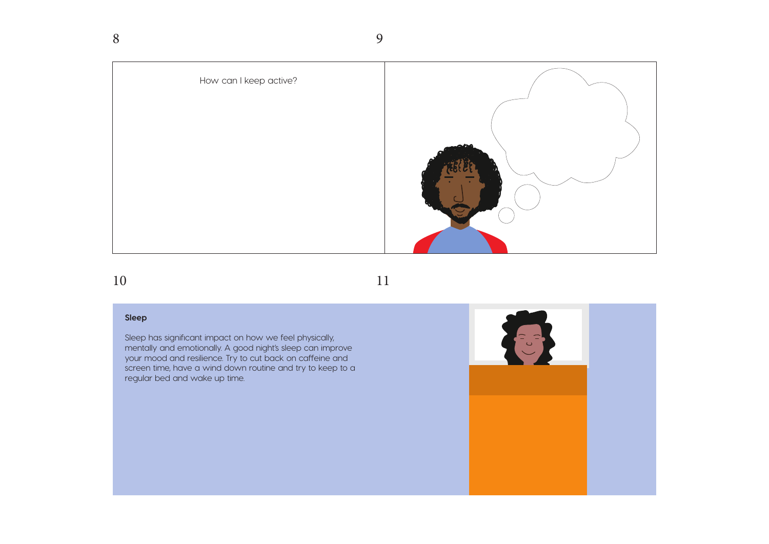How can I keep active?

## Sleep

Sleep has significant impact on how we feel physically, mentally and emotionally. A good night's sleep can improve your mood and resilience. Try to cut back on caffeine and screen time, have a wind down routine and try to keep to a regular bed and wake up time.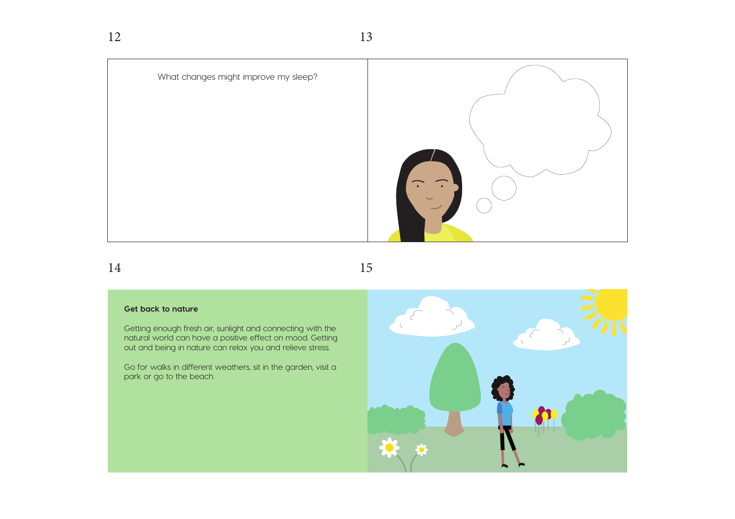What changes might improve my sleep?

**Get back to nature**

Getting enough fresh air, sunlight and connecting with the natural world can have a positive effect on mood. Getting out and being in nature can relax you and relieve stress.

Go for walks in different weathers, sit in the garden, visit a park or go to the beach.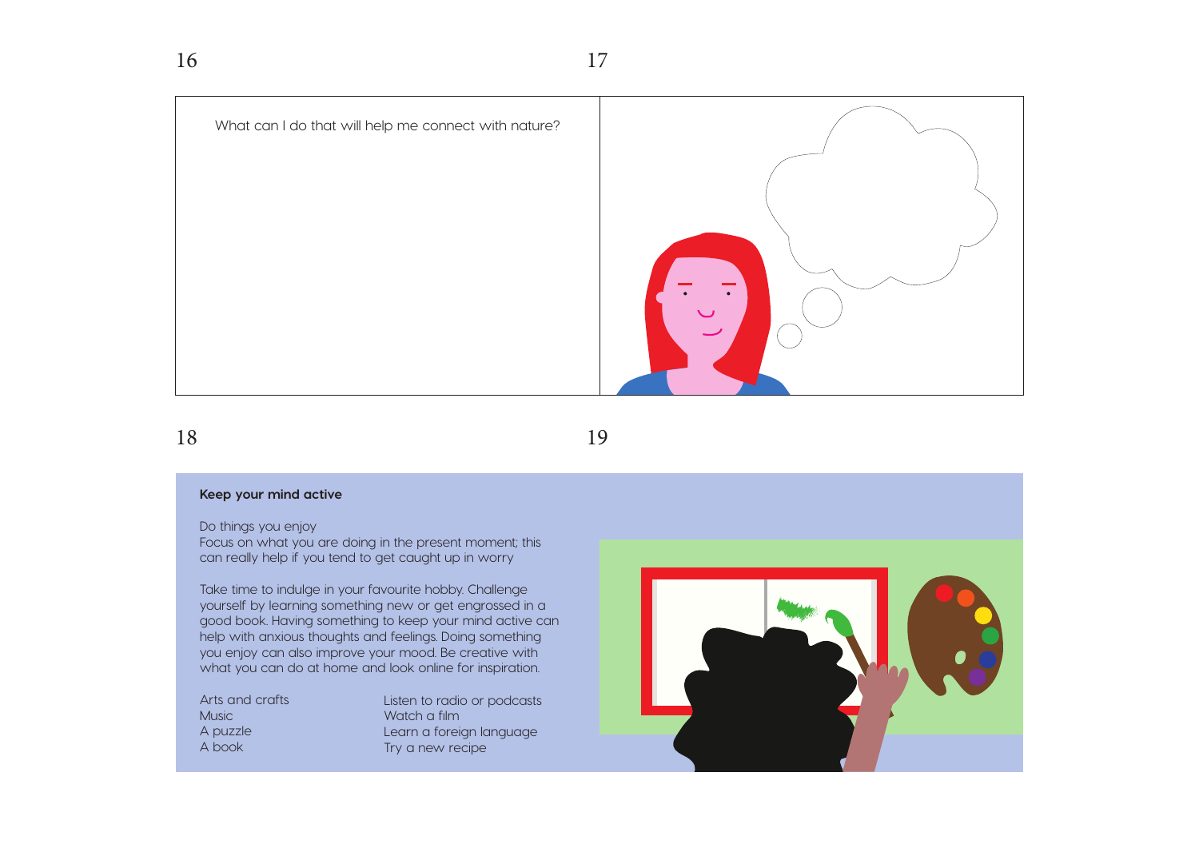What can I do that will help me connect with nature?

## Keep your mind active

Do things you enjoy
Focus on what you are doing in the present moment; this can really help if you tend to get caught up in worry

Take time to indulge in your favourite hobby. Challenge yourself by learning something new or get engrossed in a good book. Having something to keep your mind active can help with anxious thoughts and feelings. Doing something you enjoy can also improve your mood. Be creative with what you can do at home and look online for inspiration.

Arts and crafts
Music
A puzzle
A book

Listen to radio or podcasts
Watch a film
Learn a foreign language
Try a new recipe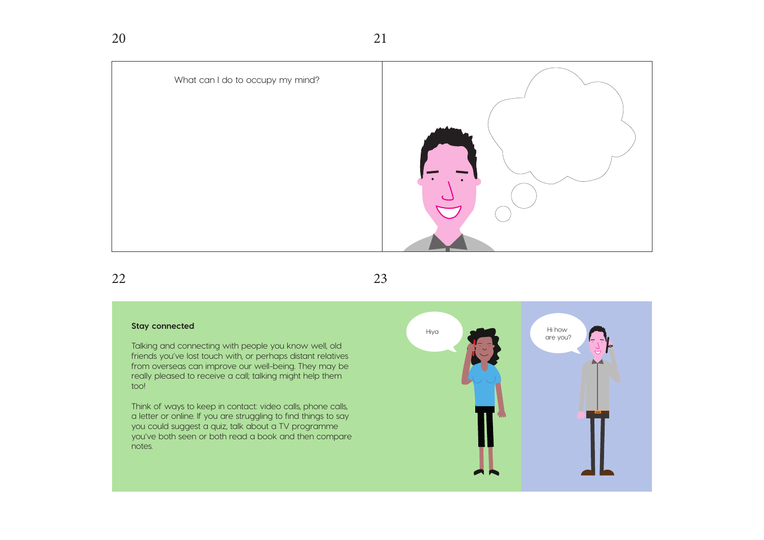What can I do to occupy my mind?

## Stay connected

Talking and connecting with people you know well, old friends you've lost touch with, or perhaps distant relatives from overseas can improve our well-being. They may be really pleased to receive a call; talking might help them too!

Think of ways to keep in contact: video calls, phone calls, a letter or online. If you are struggling to find things to say you could suggest a quiz, talk about a TV programme you've both seen or both read a book and then compare notes.

Hiya

Hi how are you?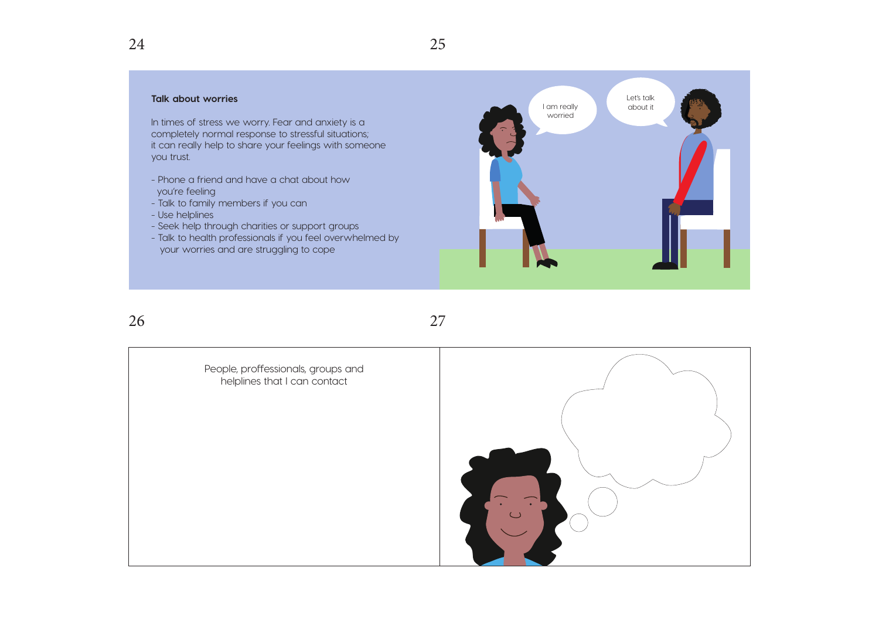## Talk about worries

In times of stress we worry. Fear and anxiety is a completely normal response to stressful situations; it can really help to share your feelings with someone you trust.

- Phone a friend and have a chat about how you're feeling
- Talk to family members if you can
- Use helplines
- Seek help through charities or support groups
- Talk to health professionals if you feel overwhelmed by your worries and are struggling to cope

I am really worried

Let's talk about it

People, proffessionals, groups and helplines that I can contact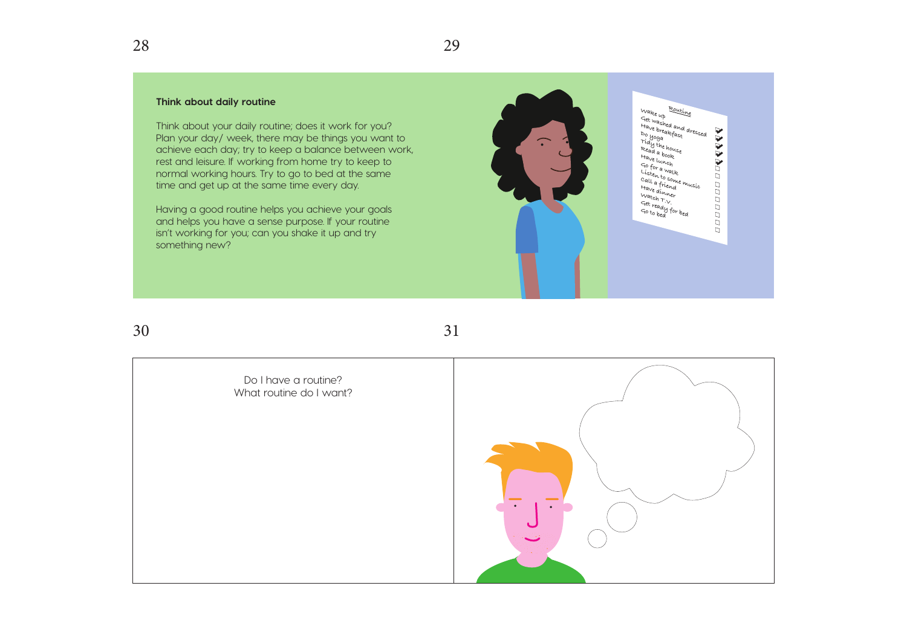### Think about daily routine

Think about your daily routine; does it work for you? Plan your day/ week, there may be things you want to achieve each day; try to keep a balance between work, rest and leisure. If working from home try to keep to normal working hours. Try to go to bed at the same time and get up at the same time every day.

Having a good routine helps you achieve your goals and helps you have a sense purpose. If your routine isn't working for you; can you shake it up and try something new?

**Routine**

- [x] Wake up
- [x] Get washed and dressed
- [x] Have breakfast
- [x] Do yoga
- [x] Tidy the house
- [x] Read a book
- [ ] Have lunch
- [ ] Go for a walk
- [ ] Listen to some music
- [ ] Call a friend
- [ ] Have dinner
- [ ] Watch T.V.
- [ ] Get ready for bed
- [ ] Go to bed

Do I have a routine?
What routine do I want?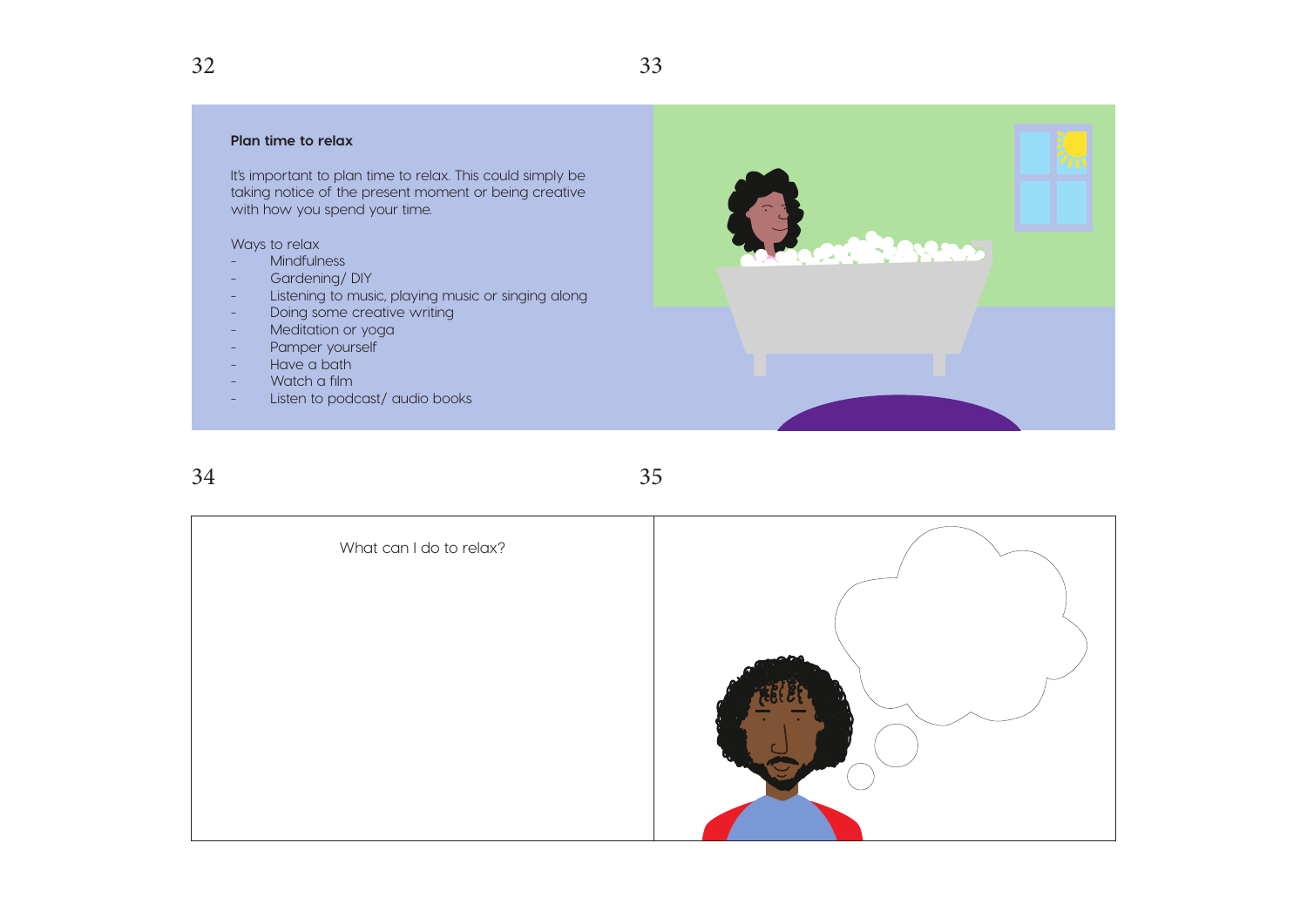## Plan time to relax

It's important to plan time to relax. This could simply be taking notice of the present moment or being creative with how you spend your time.

Ways to relax

- Mindfulness
- Gardening/ DIY
- Listening to music, playing music or singing along
- Doing some creative writing
- Meditation or yoga
- Pamper yourself
- Have a bath
- Watch a film
- Listen to podcast/ audio books

What can I do to relax?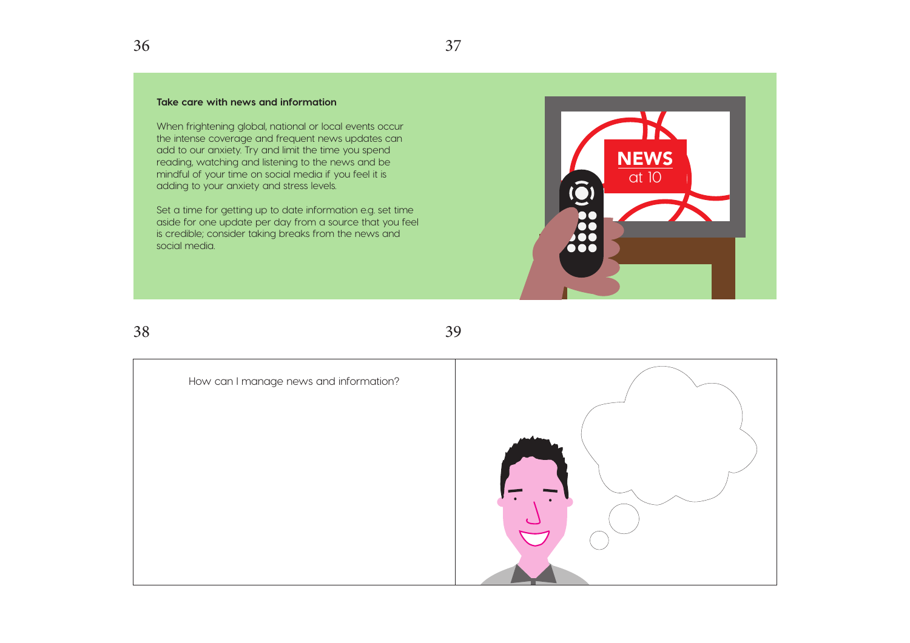### Take care with news and information

When frightening global, national or local events occur the intense coverage and frequent news updates can add to our anxiety. Try and limit the time you spend reading, watching and listening to the news and be mindful of your time on social media if you feel it is adding to your anxiety and stress levels.

Set a time for getting up to date information e.g. set time aside for one update per day from a source that you feel is credible; consider taking breaks from the news and social media.

How can I manage news and information?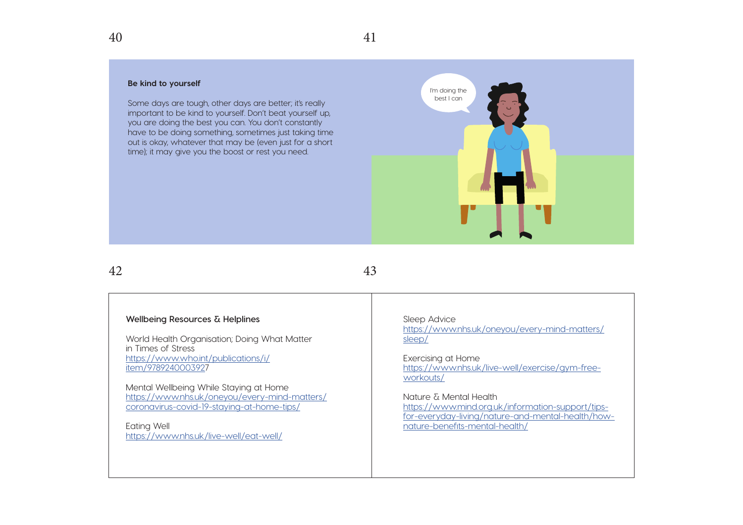## Be kind to yourself

Some days are tough, other days are better; it's really important to be kind to yourself. Don't beat yourself up, you are doing the best you can. You don't constantly have to be doing something, sometimes just taking time out is okay, whatever that may be (even just for a short time); it may give you the boost or rest you need.

I'm doing the best I can

## Wellbeing Resources & Helplines

World Health Organisation; Doing What Matter in Times of Stress
https://www.who.int/publications/i/item/9789240003927

Mental Wellbeing While Staying at Home
https://www.nhs.uk/oneyou/every-mind-matters/coronavirus-covid-19-staying-at-home-tips/

Eating Well
https://www.nhs.uk/live-well/eat-well/

Sleep Advice
https://www.nhs.uk/oneyou/every-mind-matters/sleep/

Exercising at Home
https://www.nhs.uk/live-well/exercise/gym-free-workouts/

Nature & Mental Health
https://www.mind.org.uk/information-support/tips-for-everyday-living/nature-and-mental-health/how-nature-benefits-mental-health/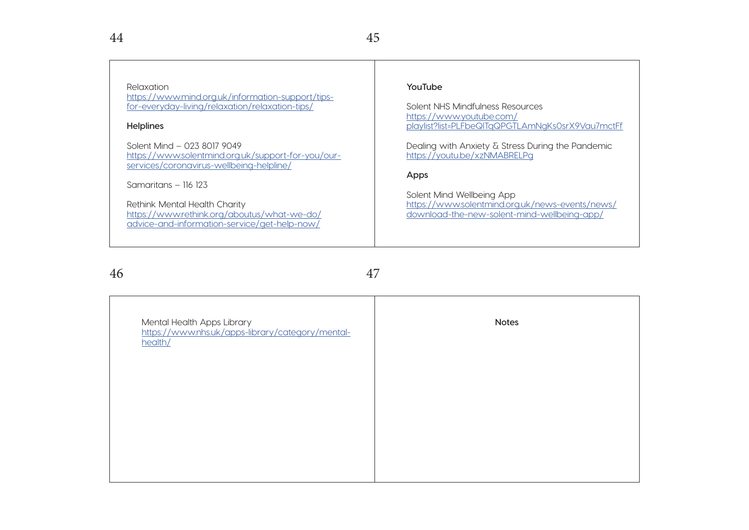Relaxation
https://www.mind.org.uk/information-support/tips-for-everyday-living/relaxation/relaxation-tips/

**Helplines**

Solent Mind – 023 8017 9049
https://www.solentmind.org.uk/support-for-you/our-services/coronavirus-wellbeing-helpline/

Samaritans – 116 123

Rethink Mental Health Charity
https://www.rethink.org/aboutus/what-we-do/advice-and-information-service/get-help-now/

**YouTube**

Solent NHS Mindfulness Resources
https://www.youtube.com/playlist?list=PLFbeQITqQPGTLAmNgKs0srX9Vau7mctFf

Dealing with Anxiety & Stress During the Pandemic
https://youtu.be/xzNMABRELPg

**Apps**

Solent Mind Wellbeing App
https://www.solentmind.org.uk/news-events/news/download-the-new-solent-mind-wellbeing-app/

Mental Health Apps Library
https://www.nhs.uk/apps-library/category/mental-health/

**Notes**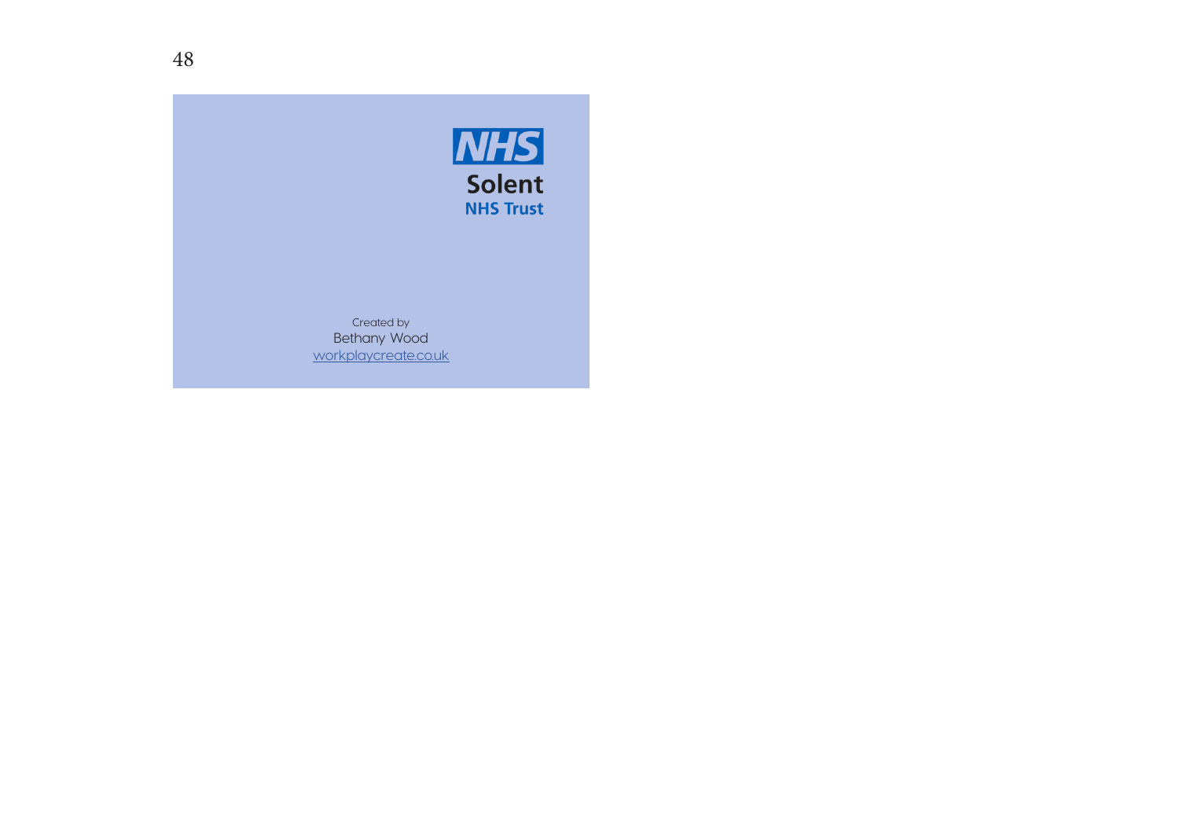NHS

Solent

NHS Trust

Created by

Bethany Wood

workplaycreate.co.uk